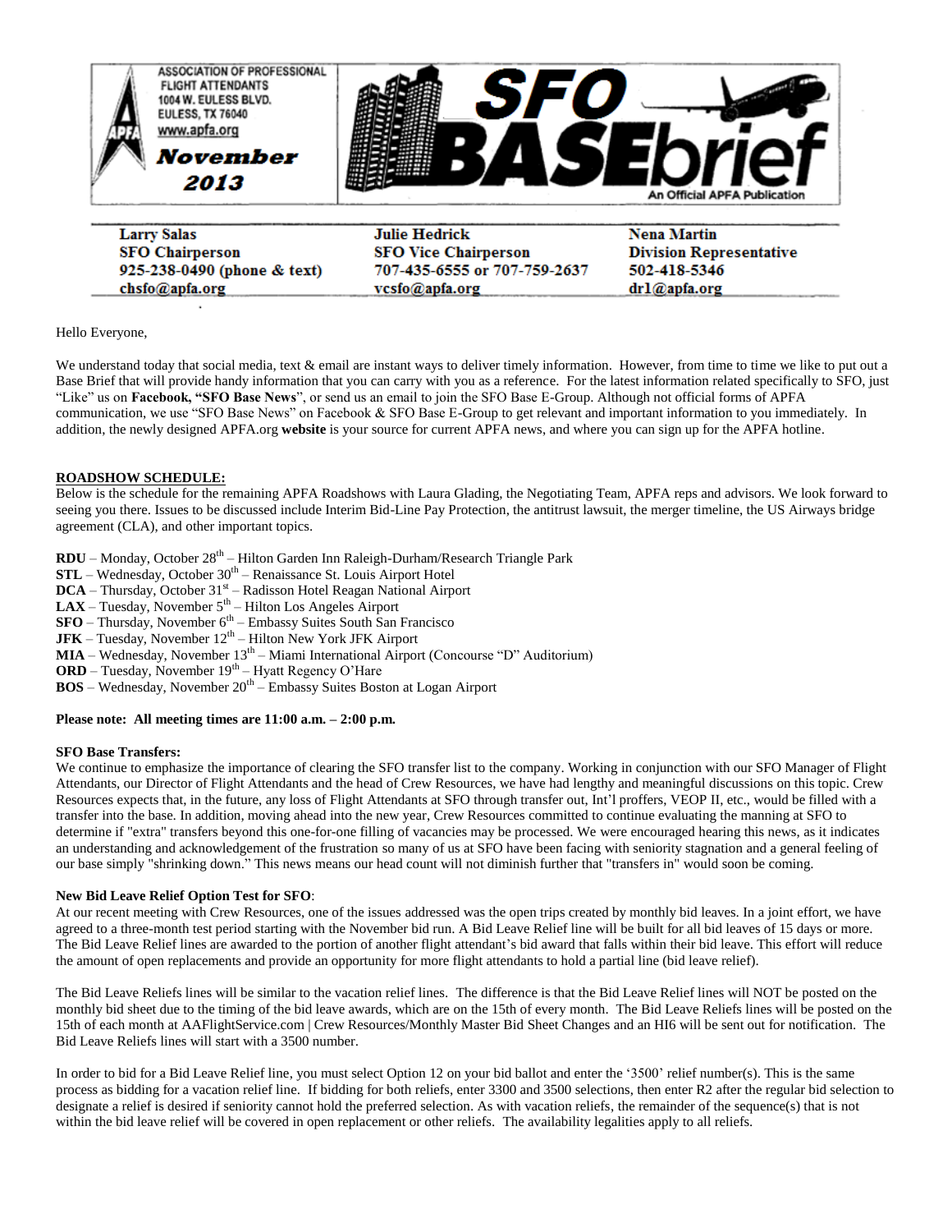ASSOCIATION OF PROFESSIONAL FLIGHT ATTENDANTS
1004 W. EULESS BLVD.
EULESS, TX 76040
www.apfa.org

**November 2013**

# SFO BASEbrief

An Official APFA Publication

| Larry Salas | Julie Hedrick | Nena Martin |
|---|---|---|
| SFO Chairperson | SFO Vice Chairperson | Division Representative |
| 925-238-0490 (phone & text) | 707-435-6555 or 707-759-2637 | 502-418-5346 |
| chsfo@apfa.org | vcsfo@apfa.org | dr1@apfa.org |

Hello Everyone,

We understand today that social media, text & email are instant ways to deliver timely information. However, from time to time we like to put out a Base Brief that will provide handy information that you can carry with you as a reference. For the latest information related specifically to SFO, just "Like" us on **Facebook, "SFO Base News**", or send us an email to join the SFO Base E-Group. Although not official forms of APFA communication, we use "SFO Base News" on Facebook & SFO Base E-Group to get relevant and important information to you immediately. In addition, the newly designed APFA.org **website** is your source for current APFA news, and where you can sign up for the APFA hotline.

## ROADSHOW SCHEDULE:

Below is the schedule for the remaining APFA Roadshows with Laura Glading, the Negotiating Team, APFA reps and advisors. We look forward to seeing you there. Issues to be discussed include Interim Bid-Line Pay Protection, the antitrust lawsuit, the merger timeline, the US Airways bridge agreement (CLA), and other important topics.

**RDU** – Monday, October 28th – Hilton Garden Inn Raleigh-Durham/Research Triangle Park
**STL** – Wednesday, October 30th – Renaissance St. Louis Airport Hotel
**DCA** – Thursday, October 31st – Radisson Hotel Reagan National Airport
**LAX** – Tuesday, November 5th – Hilton Los Angeles Airport
**SFO** – Thursday, November 6th – Embassy Suites South San Francisco
**JFK** – Tuesday, November 12th – Hilton New York JFK Airport
**MIA** – Wednesday, November 13th – Miami International Airport (Concourse "D" Auditorium)
**ORD** – Tuesday, November 19th – Hyatt Regency O'Hare
**BOS** – Wednesday, November 20th – Embassy Suites Boston at Logan Airport

**Please note: All meeting times are 11:00 a.m. – 2:00 p.m.**

### SFO Base Transfers:

We continue to emphasize the importance of clearing the SFO transfer list to the company. Working in conjunction with our SFO Manager of Flight Attendants, our Director of Flight Attendants and the head of Crew Resources, we have had lengthy and meaningful discussions on this topic. Crew Resources expects that, in the future, any loss of Flight Attendants at SFO through transfer out, Int'l proffers, VEOP II, etc., would be filled with a transfer into the base. In addition, moving ahead into the new year, Crew Resources committed to continue evaluating the manning at SFO to determine if "extra" transfers beyond this one-for-one filling of vacancies may be processed. We were encouraged hearing this news, as it indicates an understanding and acknowledgement of the frustration so many of us at SFO have been facing with seniority stagnation and a general feeling of our base simply "shrinking down." This news means our head count will not diminish further that "transfers in" would soon be coming.

### New Bid Leave Relief Option Test for SFO:

At our recent meeting with Crew Resources, one of the issues addressed was the open trips created by monthly bid leaves. In a joint effort, we have agreed to a three-month test period starting with the November bid run. A Bid Leave Relief line will be built for all bid leaves of 15 days or more. The Bid Leave Relief lines are awarded to the portion of another flight attendant's bid award that falls within their bid leave. This effort will reduce the amount of open replacements and provide an opportunity for more flight attendants to hold a partial line (bid leave relief).

The Bid Leave Reliefs lines will be similar to the vacation relief lines. The difference is that the Bid Leave Relief lines will NOT be posted on the monthly bid sheet due to the timing of the bid leave awards, which are on the 15th of every month. The Bid Leave Reliefs lines will be posted on the 15th of each month at AAFlightService.com | Crew Resources/Monthly Master Bid Sheet Changes and an HI6 will be sent out for notification. The Bid Leave Reliefs lines will start with a 3500 number.

In order to bid for a Bid Leave Relief line, you must select Option 12 on your bid ballot and enter the '3500' relief number(s). This is the same process as bidding for a vacation relief line. If bidding for both reliefs, enter 3300 and 3500 selections, then enter R2 after the regular bid selection to designate a relief is desired if seniority cannot hold the preferred selection. As with vacation reliefs, the remainder of the sequence(s) that is not within the bid leave relief will be covered in open replacement or other reliefs. The availability legalities apply to all reliefs.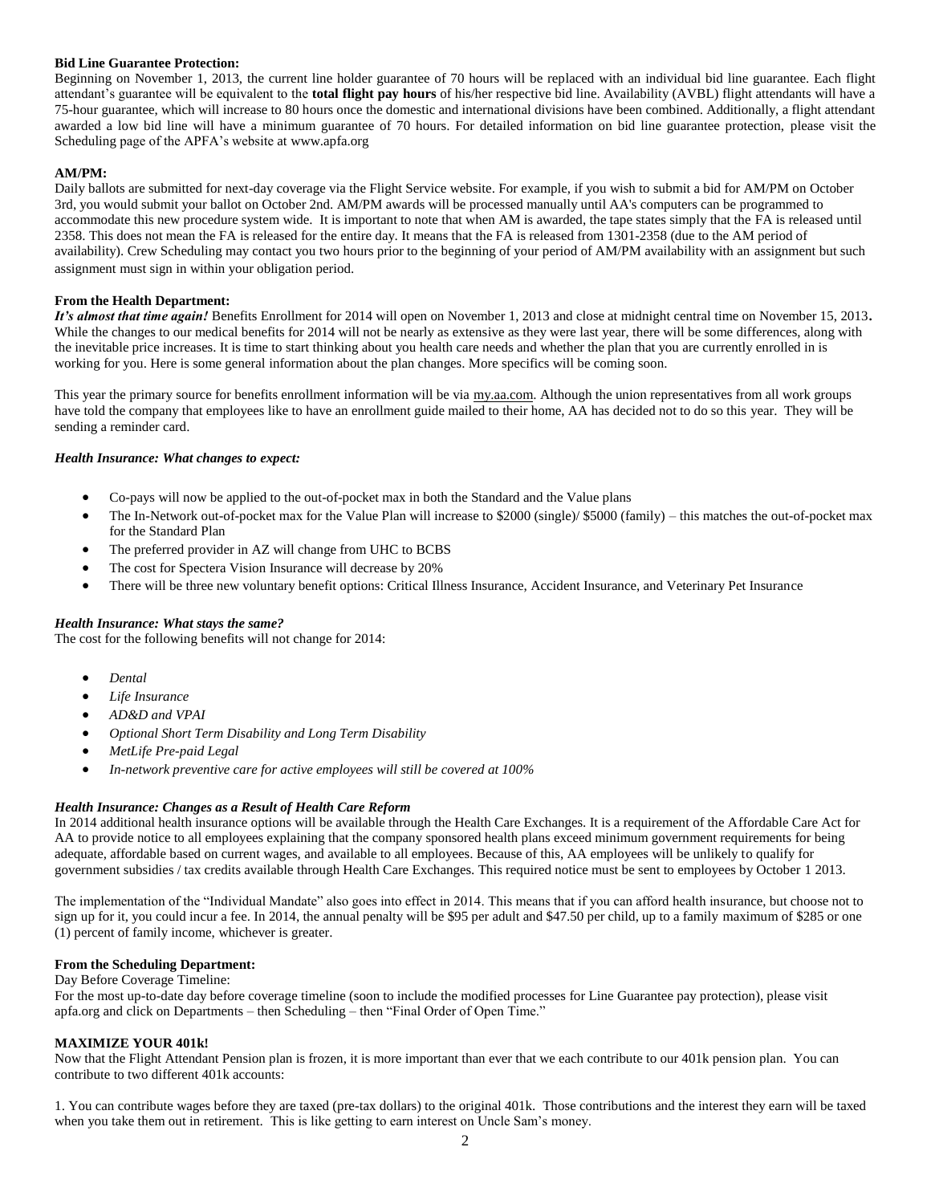**Bid Line Guarantee Protection:**
Beginning on November 1, 2013, the current line holder guarantee of 70 hours will be replaced with an individual bid line guarantee. Each flight attendant's guarantee will be equivalent to the **total flight pay hours** of his/her respective bid line. Availability (AVBL) flight attendants will have a 75-hour guarantee, which will increase to 80 hours once the domestic and international divisions have been combined. Additionally, a flight attendant awarded a low bid line will have a minimum guarantee of 70 hours. For detailed information on bid line guarantee protection, please visit the Scheduling page of the APFA's website at www.apfa.org

**AM/PM:**
Daily ballots are submitted for next-day coverage via the Flight Service website. For example, if you wish to submit a bid for AM/PM on October 3rd, you would submit your ballot on October 2nd. AM/PM awards will be processed manually until AA's computers can be programmed to accommodate this new procedure system wide. It is important to note that when AM is awarded, the tape states simply that the FA is released until 2358. This does not mean the FA is released for the entire day. It means that the FA is released from 1301-2358 (due to the AM period of availability). Crew Scheduling may contact you two hours prior to the beginning of your period of AM/PM availability with an assignment but such assignment must sign in within your obligation period.

**From the Health Department:**
***It's almost that time again!*** Benefits Enrollment for 2014 will open on November 1, 2013 and close at midnight central time on November 15, 2013**.** While the changes to our medical benefits for 2014 will not be nearly as extensive as they were last year, there will be some differences, along with the inevitable price increases. It is time to start thinking about you health care needs and whether the plan that you are currently enrolled in is working for you. Here is some general information about the plan changes. More specifics will be coming soon.

This year the primary source for benefits enrollment information will be via my.aa.com. Although the union representatives from all work groups have told the company that employees like to have an enrollment guide mailed to their home, AA has decided not to do so this year. They will be sending a reminder card.

***Health Insurance: What changes to expect:***

- Co-pays will now be applied to the out-of-pocket max in both the Standard and the Value plans
- The In-Network out-of-pocket max for the Value Plan will increase to $2000 (single)/ $5000 (family) – this matches the out-of-pocket max for the Standard Plan
- The preferred provider in AZ will change from UHC to BCBS
- The cost for Spectera Vision Insurance will decrease by 20%
- There will be three new voluntary benefit options: Critical Illness Insurance, Accident Insurance, and Veterinary Pet Insurance

***Health Insurance: What stays the same?***
The cost for the following benefits will not change for 2014:

- *Dental*
- *Life Insurance*
- *AD&D and VPAI*
- *Optional Short Term Disability and Long Term Disability*
- *MetLife Pre-paid Legal*
- *In-network preventive care for active employees will still be covered at 100%*

***Health Insurance: Changes as a Result of Health Care Reform***
In 2014 additional health insurance options will be available through the Health Care Exchanges. It is a requirement of the Affordable Care Act for AA to provide notice to all employees explaining that the company sponsored health plans exceed minimum government requirements for being adequate, affordable based on current wages, and available to all employees. Because of this, AA employees will be unlikely to qualify for government subsidies / tax credits available through Health Care Exchanges. This required notice must be sent to employees by October 1 2013.

The implementation of the "Individual Mandate" also goes into effect in 2014. This means that if you can afford health insurance, but choose not to sign up for it, you could incur a fee. In 2014, the annual penalty will be $95 per adult and $47.50 per child, up to a family maximum of $285 or one (1) percent of family income, whichever is greater.

**From the Scheduling Department:**
Day Before Coverage Timeline:
For the most up-to-date day before coverage timeline (soon to include the modified processes for Line Guarantee pay protection), please visit apfa.org and click on Departments – then Scheduling – then "Final Order of Open Time."

**MAXIMIZE YOUR 401k!**
Now that the Flight Attendant Pension plan is frozen, it is more important than ever that we each contribute to our 401k pension plan. You can contribute to two different 401k accounts:

1. You can contribute wages before they are taxed (pre-tax dollars) to the original 401k. Those contributions and the interest they earn will be taxed when you take them out in retirement. This is like getting to earn interest on Uncle Sam's money.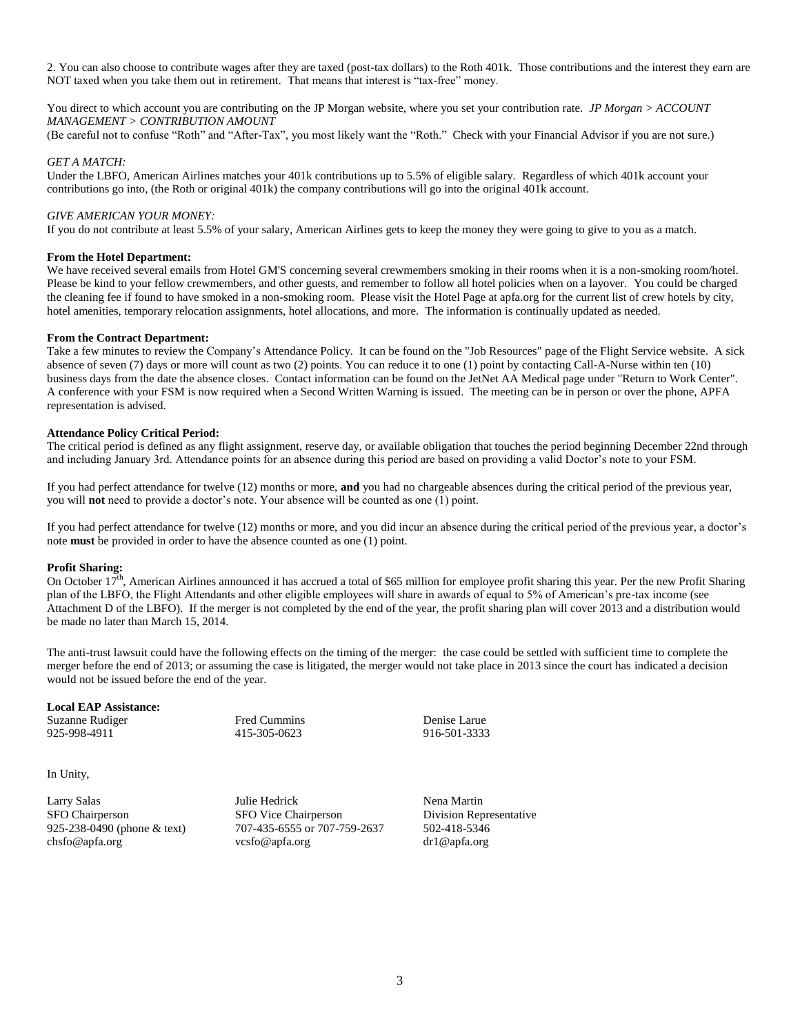2. You can also choose to contribute wages after they are taxed (post-tax dollars) to the Roth 401k. Those contributions and the interest they earn are NOT taxed when you take them out in retirement. That means that interest is "tax-free" money.

You direct to which account you are contributing on the JP Morgan website, where you set your contribution rate. *JP Morgan > ACCOUNT MANAGEMENT > CONTRIBUTION AMOUNT*
(Be careful not to confuse "Roth" and "After-Tax", you most likely want the "Roth." Check with your Financial Advisor if you are not sure.)

*GET A MATCH:*
Under the LBFO, American Airlines matches your 401k contributions up to 5.5% of eligible salary. Regardless of which 401k account your contributions go into, (the Roth or original 401k) the company contributions will go into the original 401k account.

*GIVE AMERICAN YOUR MONEY:*
If you do not contribute at least 5.5% of your salary, American Airlines gets to keep the money they were going to give to you as a match.

**From the Hotel Department:**
We have received several emails from Hotel GM'S concerning several crewmembers smoking in their rooms when it is a non-smoking room/hotel. Please be kind to your fellow crewmembers, and other guests, and remember to follow all hotel policies when on a layover. You could be charged the cleaning fee if found to have smoked in a non-smoking room. Please visit the Hotel Page at apfa.org for the current list of crew hotels by city, hotel amenities, temporary relocation assignments, hotel allocations, and more. The information is continually updated as needed.

**From the Contract Department:**
Take a few minutes to review the Company's Attendance Policy. It can be found on the "Job Resources" page of the Flight Service website. A sick absence of seven (7) days or more will count as two (2) points. You can reduce it to one (1) point by contacting Call-A-Nurse within ten (10) business days from the date the absence closes. Contact information can be found on the JetNet AA Medical page under "Return to Work Center". A conference with your FSM is now required when a Second Written Warning is issued. The meeting can be in person or over the phone, APFA representation is advised.

**Attendance Policy Critical Period:**
The critical period is defined as any flight assignment, reserve day, or available obligation that touches the period beginning December 22nd through and including January 3rd. Attendance points for an absence during this period are based on providing a valid Doctor's note to your FSM.

If you had perfect attendance for twelve (12) months or more, **and** you had no chargeable absences during the critical period of the previous year, you will **not** need to provide a doctor's note. Your absence will be counted as one (1) point.

If you had perfect attendance for twelve (12) months or more, and you did incur an absence during the critical period of the previous year, a doctor's note **must** be provided in order to have the absence counted as one (1) point.

**Profit Sharing:**
On October 17th, American Airlines announced it has accrued a total of $65 million for employee profit sharing this year. Per the new Profit Sharing plan of the LBFO, the Flight Attendants and other eligible employees will share in awards of equal to 5% of American's pre-tax income (see Attachment D of the LBFO). If the merger is not completed by the end of the year, the profit sharing plan will cover 2013 and a distribution would be made no later than March 15, 2014.

The anti-trust lawsuit could have the following effects on the timing of the merger: the case could be settled with sufficient time to complete the merger before the end of 2013; or assuming the case is litigated, the merger would not take place in 2013 since the court has indicated a decision would not be issued before the end of the year.

**Local EAP Assistance:**

| | | |
|---|---|---|
| Suzanne Rudiger | Fred Cummins | Denise Larue |
| 925-998-4911 | 415-305-0623 | 916-501-3333 |

In Unity,

| | | |
|---|---|---|
| Larry Salas | Julie Hedrick | Nena Martin |
| SFO Chairperson | SFO Vice Chairperson | Division Representative |
| 925-238-0490 (phone & text) | 707-435-6555 or 707-759-2637 | 502-418-5346 |
| chsfo@apfa.org | vcsfo@apfa.org | dr1@apfa.org |